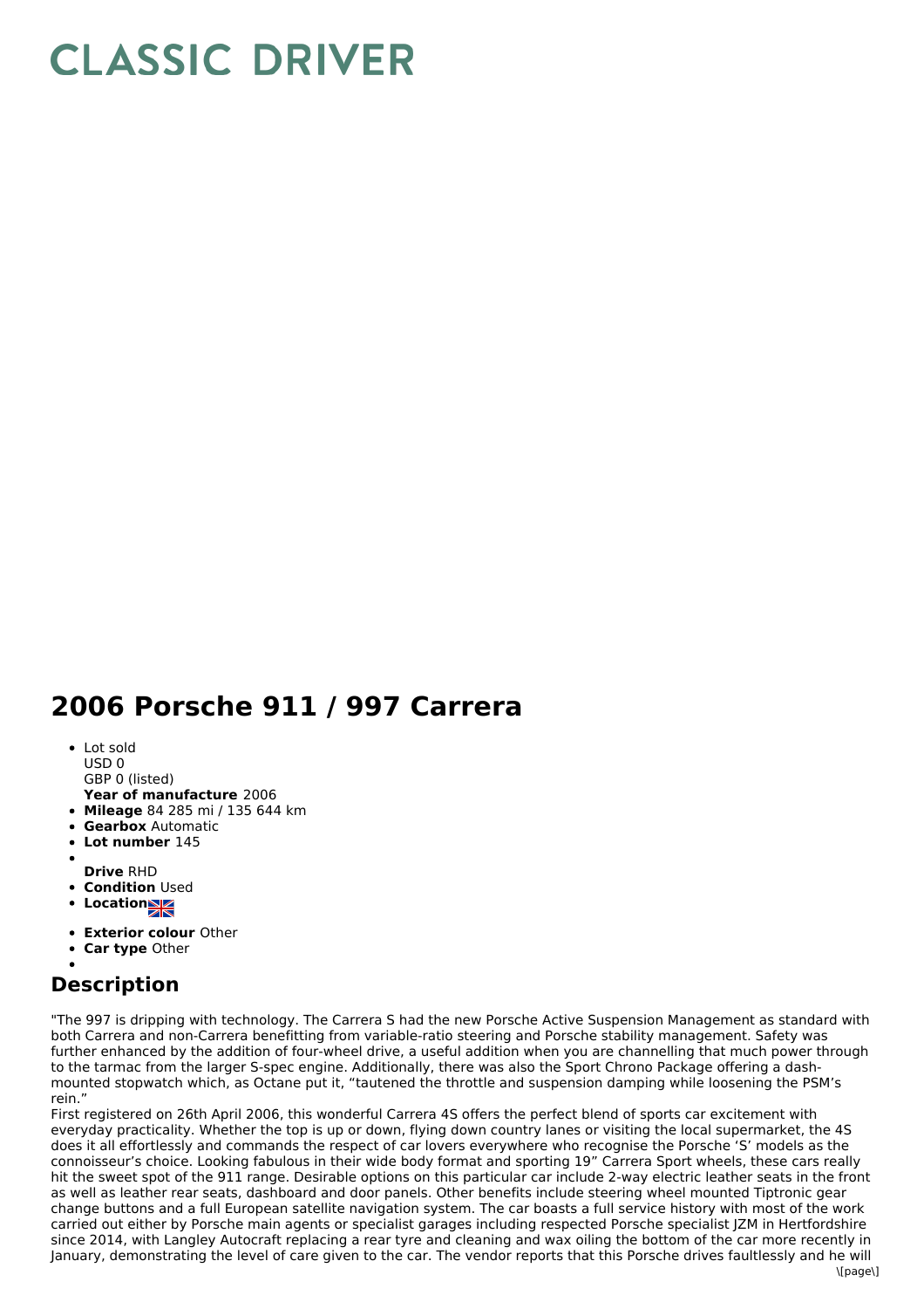# CLASSIC DRIVER

## 2006 Porsche 911 / 997 Carrera

- Lot sold
  USD 0
  GBP 0 (listed)
  **Year of manufacture** 2006
- **Mileage** 84 285 mi / 135 644 km
- **Gearbox** Automatic
- **Lot number** 145
- 
  **Drive** RHD
- **Condition** Used
- **Location**
- **Exterior colour** Other
- **Car type** Other
- 

## Description

"The 997 is dripping with technology. The Carrera S had the new Porsche Active Suspension Management as standard with both Carrera and non-Carrera benefitting from variable-ratio steering and Porsche stability management. Safety was further enhanced by the addition of four-wheel drive, a useful addition when you are channelling that much power through to the tarmac from the larger S-spec engine. Additionally, there was also the Sport Chrono Package offering a dash-mounted stopwatch which, as Octane put it, "tautened the throttle and suspension damping while loosening the PSM's rein."

First registered on 26th April 2006, this wonderful Carrera 4S offers the perfect blend of sports car excitement with everyday practicality. Whether the top is up or down, flying down country lanes or visiting the local supermarket, the 4S does it all effortlessly and commands the respect of car lovers everywhere who recognise the Porsche 'S' models as the connoisseur's choice. Looking fabulous in their wide body format and sporting 19" Carrera Sport wheels, these cars really hit the sweet spot of the 911 range. Desirable options on this particular car include 2-way electric leather seats in the front as well as leather rear seats, dashboard and door panels. Other benefits include steering wheel mounted Tiptronic gear change buttons and a full European satellite navigation system. The car boasts a full service history with most of the work carried out either by Porsche main agents or specialist garages including respected Porsche specialist JZM in Hertfordshire since 2014, with Langley Autocraft replacing a rear tyre and cleaning and wax oiling the bottom of the car more recently in January, demonstrating the level of care given to the car. The vendor reports that this Porsche drives faultlessly and he will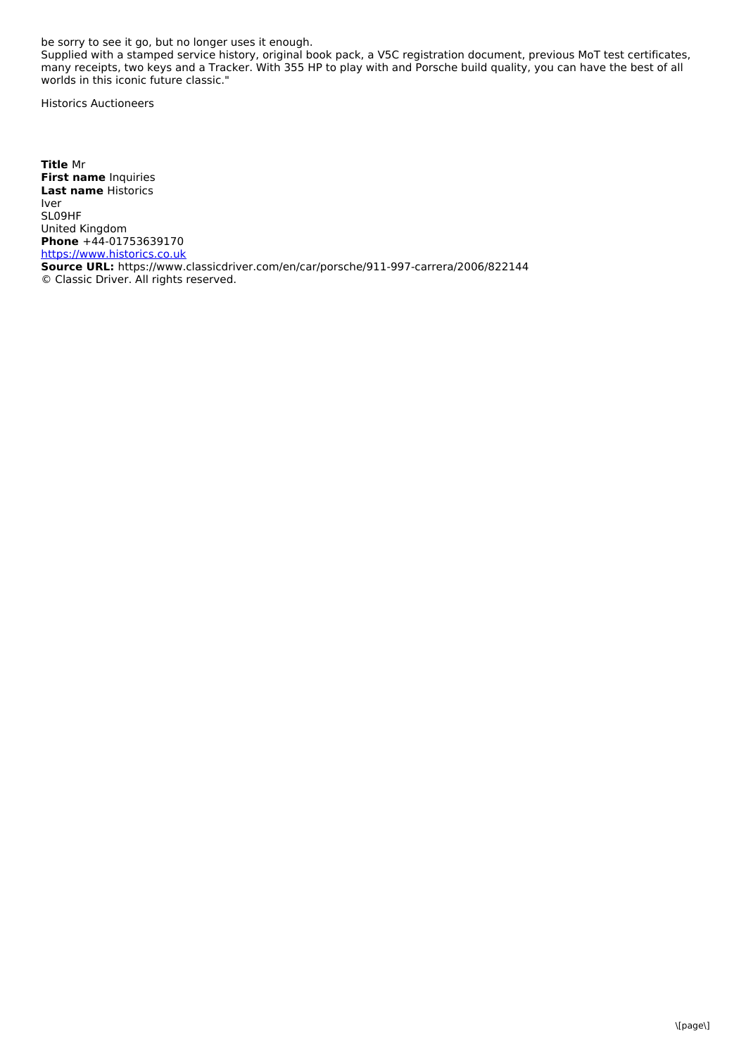be sorry to see it go, but no longer uses it enough.
Supplied with a stamped service history, original book pack, a V5C registration document, previous MoT test certificates, many receipts, two keys and a Tracker. With 355 HP to play with and Porsche build quality, you can have the best of all worlds in this iconic future classic."

Historics Auctioneers

**Title** Mr
**First name** Inquiries
**Last name** Historics
Iver
SL09HF
United Kingdom
**Phone** +44-01753639170
[https://www.historics.co.uk](https://www.historics.co.uk)
**Source URL:** https://www.classicdriver.com/en/car/porsche/911-997-carrera/2006/822144
© Classic Driver. All rights reserved.